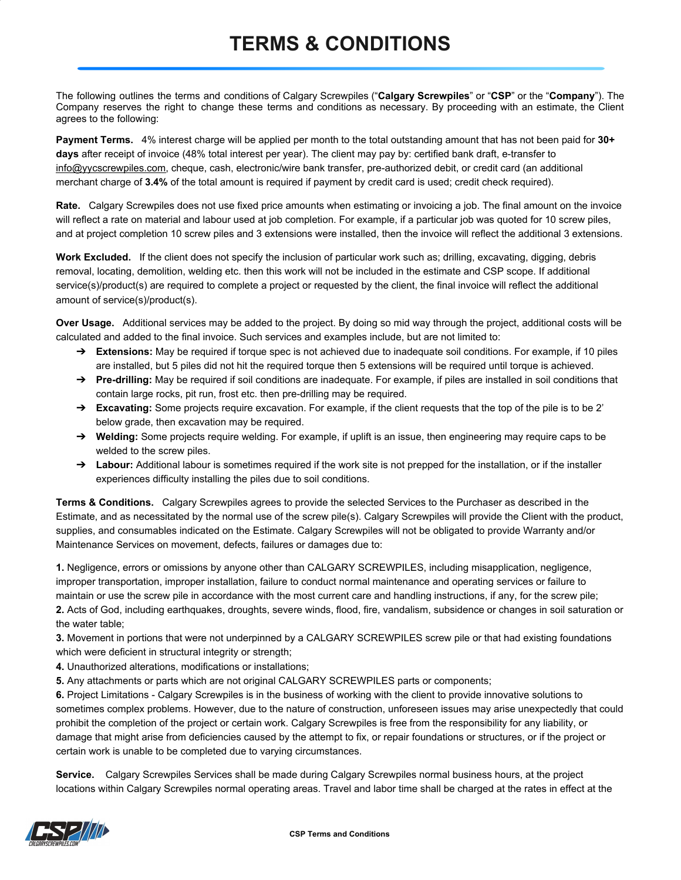# TERMS & CONDITIONS

The following outlines the terms and conditions of Calgary Screwpiles ("**Calgary Screwpiles**" or "**CSP**" or the "**Company**"). The Company reserves the right to change these terms and conditions as necessary. By proceeding with an estimate, the Client agrees to the following:

**Payment Terms.** 4% interest charge will be applied per month to the total outstanding amount that has not been paid for **30+ days** after receipt of invoice (48% total interest per year). The client may pay by: certified bank draft, e-transfer to info@yycscrewpiles.com, cheque, cash, electronic/wire bank transfer, pre-authorized debit, or credit card (an additional merchant charge of **3.4%** of the total amount is required if payment by credit card is used; credit check required).

**Rate.** Calgary Screwpiles does not use fixed price amounts when estimating or invoicing a job. The final amount on the invoice will reflect a rate on material and labour used at job completion. For example, if a particular job was quoted for 10 screw piles, and at project completion 10 screw piles and 3 extensions were installed, then the invoice will reflect the additional 3 extensions.

**Work Excluded.** If the client does not specify the inclusion of particular work such as; drilling, excavating, digging, debris removal, locating, demolition, welding etc. then this work will not be included in the estimate and CSP scope. If additional service(s)/product(s) are required to complete a project or requested by the client, the final invoice will reflect the additional amount of service(s)/product(s).

**Over Usage.** Additional services may be added to the project. By doing so mid way through the project, additional costs will be calculated and added to the final invoice. Such services and examples include, but are not limited to:

- **Extensions:** May be required if torque spec is not achieved due to inadequate soil conditions. For example, if 10 piles are installed, but 5 piles did not hit the required torque then 5 extensions will be required until torque is achieved.
- **Pre-drilling:** May be required if soil conditions are inadequate. For example, if piles are installed in soil conditions that contain large rocks, pit run, frost etc. then pre-drilling may be required.
- **Excavating:** Some projects require excavation. For example, if the client requests that the top of the pile is to be 2' below grade, then excavation may be required.
- **Welding:** Some projects require welding. For example, if uplift is an issue, then engineering may require caps to be welded to the screw piles.
- **Labour:** Additional labour is sometimes required if the work site is not prepped for the installation, or if the installer experiences difficulty installing the piles due to soil conditions.

**Terms & Conditions.** Calgary Screwpiles agrees to provide the selected Services to the Purchaser as described in the Estimate, and as necessitated by the normal use of the screw pile(s). Calgary Screwpiles will provide the Client with the product, supplies, and consumables indicated on the Estimate. Calgary Screwpiles will not be obligated to provide Warranty and/or Maintenance Services on movement, defects, failures or damages due to:

**1.** Negligence, errors or omissions by anyone other than CALGARY SCREWPILES, including misapplication, negligence, improper transportation, improper installation, failure to conduct normal maintenance and operating services or failure to maintain or use the screw pile in accordance with the most current care and handling instructions, if any, for the screw pile;
**2.** Acts of God, including earthquakes, droughts, severe winds, flood, fire, vandalism, subsidence or changes in soil saturation or the water table;
**3.** Movement in portions that were not underpinned by a CALGARY SCREWPILES screw pile or that had existing foundations which were deficient in structural integrity or strength;
**4.** Unauthorized alterations, modifications or installations;
**5.** Any attachments or parts which are not original CALGARY SCREWPILES parts or components;
**6.** Project Limitations - Calgary Screwpiles is in the business of working with the client to provide innovative solutions to sometimes complex problems. However, due to the nature of construction, unforeseen issues may arise unexpectedly that could prohibit the completion of the project or certain work. Calgary Screwpiles is free from the responsibility for any liability, or damage that might arise from deficiencies caused by the attempt to fix, or repair foundations or structures, or if the project or certain work is unable to be completed due to varying circumstances.

**Service.** Calgary Screwpiles Services shall be made during Calgary Screwpiles normal business hours, at the project locations within Calgary Screwpiles normal operating areas. Travel and labor time shall be charged at the rates in effect at the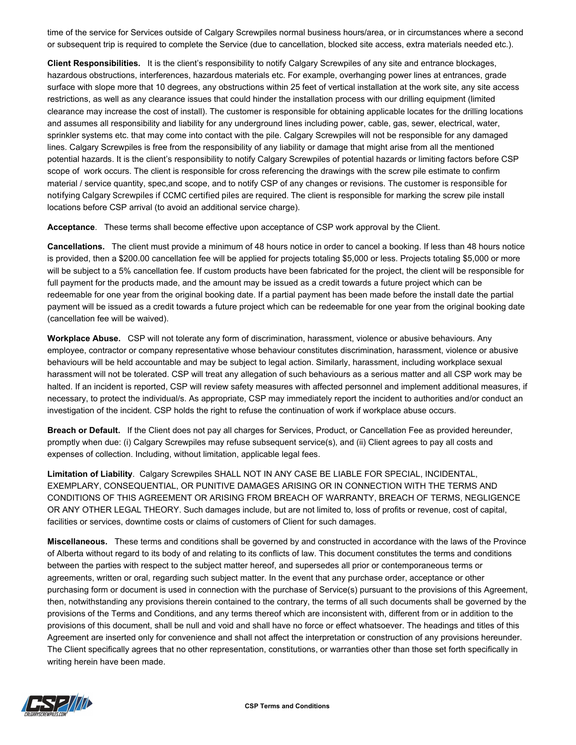time of the service for Services outside of Calgary Screwpiles normal business hours/area, or in circumstances where a second or subsequent trip is required to complete the Service (due to cancellation, blocked site access, extra materials needed etc.).

**Client Responsibilities.** It is the client's responsibility to notify Calgary Screwpiles of any site and entrance blockages, hazardous obstructions, interferences, hazardous materials etc. For example, overhanging power lines at entrances, grade surface with slope more that 10 degrees, any obstructions within 25 feet of vertical installation at the work site, any site access restrictions, as well as any clearance issues that could hinder the installation process with our drilling equipment (limited clearance may increase the cost of install). The customer is responsible for obtaining applicable locates for the drilling locations and assumes all responsibility and liability for any underground lines including power, cable, gas, sewer, electrical, water, sprinkler systems etc. that may come into contact with the pile. Calgary Screwpiles will not be responsible for any damaged lines. Calgary Screwpiles is free from the responsibility of any liability or damage that might arise from all the mentioned potential hazards. It is the client's responsibility to notify Calgary Screwpiles of potential hazards or limiting factors before CSP scope of work occurs. The client is responsible for cross referencing the drawings with the screw pile estimate to confirm material / service quantity, spec,and scope, and to notify CSP of any changes or revisions. The customer is responsible for notifying Calgary Screwpiles if CCMC certified piles are required. The client is responsible for marking the screw pile install locations before CSP arrival (to avoid an additional service charge).

**Acceptance**. These terms shall become effective upon acceptance of CSP work approval by the Client.

**Cancellations.** The client must provide a minimum of 48 hours notice in order to cancel a booking. If less than 48 hours notice is provided, then a $200.00 cancellation fee will be applied for projects totaling $5,000 or less. Projects totaling $5,000 or more will be subject to a 5% cancellation fee. If custom products have been fabricated for the project, the client will be responsible for full payment for the products made, and the amount may be issued as a credit towards a future project which can be redeemable for one year from the original booking date. If a partial payment has been made before the install date the partial payment will be issued as a credit towards a future project which can be redeemable for one year from the original booking date (cancellation fee will be waived).

**Workplace Abuse.** CSP will not tolerate any form of discrimination, harassment, violence or abusive behaviours. Any employee, contractor or company representative whose behaviour constitutes discrimination, harassment, violence or abusive behaviours will be held accountable and may be subject to legal action. Similarly, harassment, including workplace sexual harassment will not be tolerated. CSP will treat any allegation of such behaviours as a serious matter and all CSP work may be halted. If an incident is reported, CSP will review safety measures with affected personnel and implement additional measures, if necessary, to protect the individual/s. As appropriate, CSP may immediately report the incident to authorities and/or conduct an investigation of the incident. CSP holds the right to refuse the continuation of work if workplace abuse occurs.

**Breach or Default.** If the Client does not pay all charges for Services, Product, or Cancellation Fee as provided hereunder, promptly when due: (i) Calgary Screwpiles may refuse subsequent service(s), and (ii) Client agrees to pay all costs and expenses of collection. Including, without limitation, applicable legal fees.

**Limitation of Liability**. Calgary Screwpiles SHALL NOT IN ANY CASE BE LIABLE FOR SPECIAL, INCIDENTAL, EXEMPLARY, CONSEQUENTIAL, OR PUNITIVE DAMAGES ARISING OR IN CONNECTION WITH THE TERMS AND CONDITIONS OF THIS AGREEMENT OR ARISING FROM BREACH OF WARRANTY, BREACH OF TERMS, NEGLIGENCE OR ANY OTHER LEGAL THEORY. Such damages include, but are not limited to, loss of profits or revenue, cost of capital, facilities or services, downtime costs or claims of customers of Client for such damages.

**Miscellaneous.** These terms and conditions shall be governed by and constructed in accordance with the laws of the Province of Alberta without regard to its body of and relating to its conflicts of law. This document constitutes the terms and conditions between the parties with respect to the subject matter hereof, and supersedes all prior or contemporaneous terms or agreements, written or oral, regarding such subject matter. In the event that any purchase order, acceptance or other purchasing form or document is used in connection with the purchase of Service(s) pursuant to the provisions of this Agreement, then, notwithstanding any provisions therein contained to the contrary, the terms of all such documents shall be governed by the provisions of the Terms and Conditions, and any terms thereof which are inconsistent with, different from or in addition to the provisions of this document, shall be null and void and shall have no force or effect whatsoever. The headings and titles of this Agreement are inserted only for convenience and shall not affect the interpretation or construction of any provisions hereunder. The Client specifically agrees that no other representation, constitutions, or warranties other than those set forth specifically in writing herein have been made.